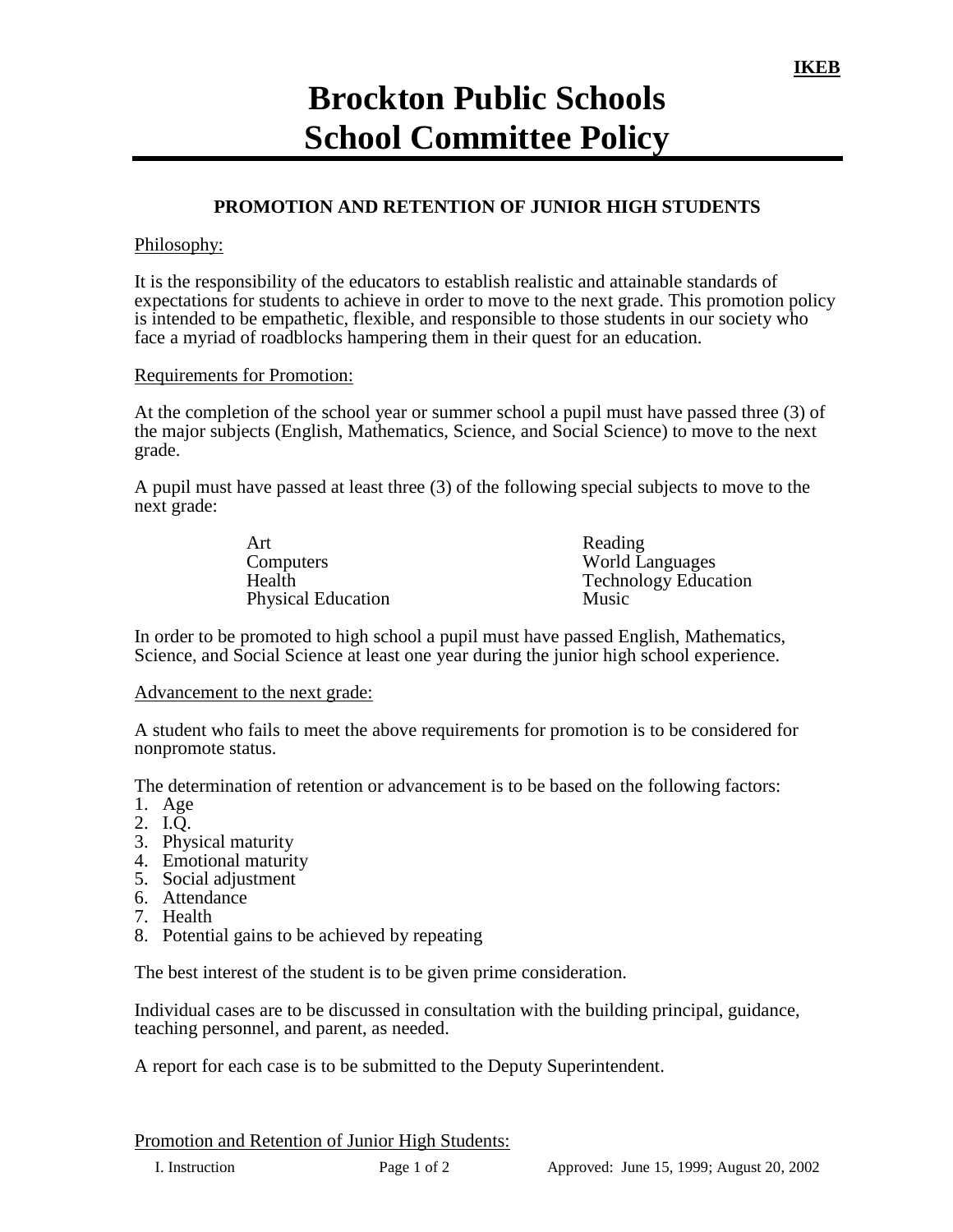IKEB

# Brockton Public Schools
# School Committee Policy

## PROMOTION AND RETENTION OF JUNIOR HIGH STUDENTS

Philosophy:

It is the responsibility of the educators to establish realistic and attainable standards of expectations for students to achieve in order to move to the next grade. This promotion policy is intended to be empathetic, flexible, and responsible to those students in our society who face a myriad of roadblocks hampering them in their quest for an education.

Requirements for Promotion:

At the completion of the school year or summer school a pupil must have passed three (3) of the major subjects (English, Mathematics, Science, and Social Science) to move to the next grade.

A pupil must have passed at least three (3) of the following special subjects to move to the next grade:

- Art
- Computers
- Health
- Physical Education
- Reading
- World Languages
- Technology Education
- Music

In order to be promoted to high school a pupil must have passed English, Mathematics, Science, and Social Science at least one year during the junior high school experience.

Advancement to the next grade:

A student who fails to meet the above requirements for promotion is to be considered for nonpromote status.

The determination of retention or advancement is to be based on the following factors:

1. Age
2. I.Q.
3. Physical maturity
4. Emotional maturity
5. Social adjustment
6. Attendance
7. Health
8. Potential gains to be achieved by repeating

The best interest of the student is to be given prime consideration.

Individual cases are to be discussed in consultation with the building principal, guidance, teaching personnel, and parent, as needed.

A report for each case is to be submitted to the Deputy Superintendent.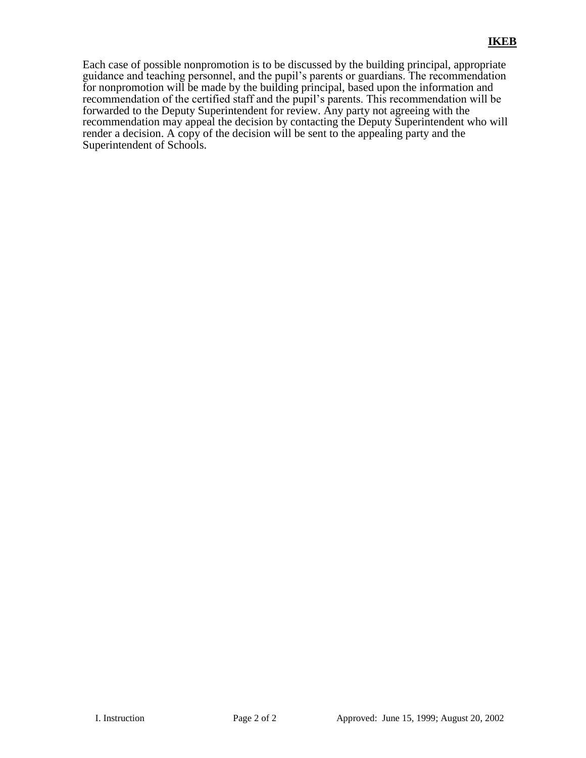Each case of possible nonpromotion is to be discussed by the building principal, appropriate guidance and teaching personnel, and the pupil's parents or guardians. The recommendation for nonpromotion will be made by the building principal, based upon the information and recommendation of the certified staff and the pupil's parents. This recommendation will be forwarded to the Deputy Superintendent for review. Any party not agreeing with the recommendation may appeal the decision by contacting the Deputy Superintendent who will render a decision. A copy of the decision will be sent to the appealing party and the Superintendent of Schools.